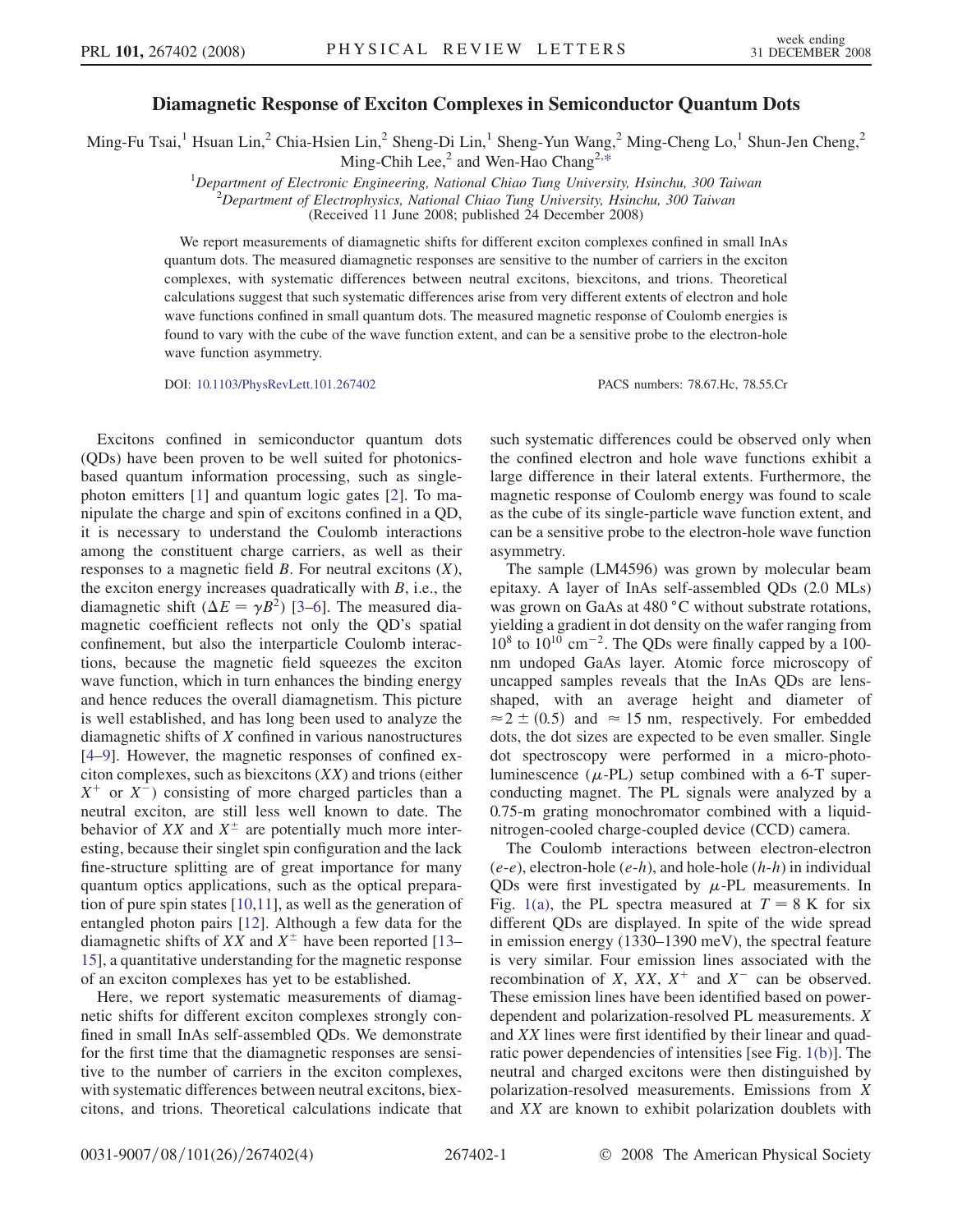# Diamagnetic Response of Exciton Complexes in Semiconductor Quantum Dots

Ming-Fu Tsai,[1] Hsuan Lin,[2] Chia-Hsien Lin,[2] Sheng-Di Lin,[1] Sheng-Yun Wang,[2] Ming-Cheng Lo,[1] Shun-Jen Cheng,[2] Ming-Chih Lee,[2] and Wen-Hao Chang[2,*]

[1]*Department of Electronic Engineering, National Chiao Tung University, Hsinchu, 300 Taiwan*
[2]*Department of Electrophysics, National Chiao Tung University, Hsinchu, 300 Taiwan*
(Received 11 June 2008; published 24 December 2008)

We report measurements of diamagnetic shifts for different exciton complexes confined in small InAs quantum dots. The measured diamagnetic responses are sensitive to the number of carriers in the exciton complexes, with systematic differences between neutral excitons, biexcitons, and trions. Theoretical calculations suggest that such systematic differences arise from very different extents of electron and hole wave functions confined in small quantum dots. The measured magnetic response of Coulomb energies is found to vary with the cube of the wave function extent, and can be a sensitive probe to the electron-hole wave function asymmetry.

DOI: 10.1103/PhysRevLett.101.267402 PACS numbers: 78.67.Hc, 78.55.Cr

Excitons confined in semiconductor quantum dots (QDs) have been proven to be well suited for photonics-based quantum information processing, such as single-photon emitters [1] and quantum logic gates [2]. To manipulate the charge and spin of excitons confined in a QD, it is necessary to understand the Coulomb interactions among the constituent charge carriers, as well as their responses to a magnetic field $B$. For neutral excitons ($X$), the exciton energy increases quadratically with $B$, i.e., the diamagnetic shift ($\Delta E = \gamma B^2$) [3–6]. The measured diamagnetic coefficient reflects not only the QD's spatial confinement, but also the interparticle Coulomb interactions, because the magnetic field squeezes the exciton wave function, which in turn enhances the binding energy and hence reduces the overall diamagnetism. This picture is well established, and has long been used to analyze the diamagnetic shifts of $X$ confined in various nanostructures [4–9]. However, the magnetic responses of confined exciton complexes, such as biexcitons ($XX$) and trions (either $X^+$ or $X^-$) consisting of more charged particles than a neutral exciton, are still less well known to date. The behavior of $XX$ and $X^{\pm}$ are potentially much more interesting, because their singlet spin configuration and the lack fine-structure splitting are of great importance for many quantum optics applications, such as the optical preparation of pure spin states [10,11], as well as the generation of entangled photon pairs [12]. Although a few data for the diamagnetic shifts of $XX$ and $X^{\pm}$ have been reported [13–15], a quantitative understanding for the magnetic response of an exciton complexes has yet to be established.

Here, we report systematic measurements of diamagnetic shifts for different exciton complexes strongly confined in small InAs self-assembled QDs. We demonstrate for the first time that the diamagnetic responses are sensitive to the number of carriers in the exciton complexes, with systematic differences between neutral excitons, biexcitons, and trions. Theoretical calculations indicate that such systematic differences could be observed only when the confined electron and hole wave functions exhibit a large difference in their lateral extents. Furthermore, the magnetic response of Coulomb energy was found to scale as the cube of its single-particle wave function extent, and can be a sensitive probe to the electron-hole wave function asymmetry.

The sample (LM4596) was grown by molecular beam epitaxy. A layer of InAs self-assembled QDs (2.0 MLs) was grown on GaAs at 480 °C without substrate rotations, yielding a gradient in dot density on the wafer ranging from $10^8$ to $10^{10}$ cm$^{-2}$. The QDs were finally capped by a 100-nm undoped GaAs layer. Atomic force microscopy of uncapped samples reveals that the InAs QDs are lens-shaped, with an average height and diameter of $\approx 2 \pm (0.5)$ and $\approx 15$ nm, respectively. For embedded dots, the dot sizes are expected to be even smaller. Single dot spectroscopy were performed in a micro-photoluminescence ($\mu$-PL) setup combined with a 6-T superconducting magnet. The PL signals were analyzed by a 0.75-m grating monochromator combined with a liquid-nitrogen-cooled charge-coupled device (CCD) camera.

The Coulomb interactions between electron-electron ($e$-$e$), electron-hole ($e$-$h$), and hole-hole ($h$-$h$) in individual QDs were first investigated by $\mu$-PL measurements. In Fig. 1(a), the PL spectra measured at $T = 8$ K for six different QDs are displayed. In spite of the wide spread in emission energy (1330–1390 meV), the spectral feature is very similar. Four emission lines associated with the recombination of $X$, $XX$, $X^+$ and $X^-$ can be observed. These emission lines have been identified based on power-dependent and polarization-resolved PL measurements. $X$ and $XX$ lines were first identified by their linear and quadratic power dependencies of intensities [see Fig. 1(b)]. The neutral and charged excitons were then distinguished by polarization-resolved measurements. Emissions from $X$ and $XX$ are known to exhibit polarization doublets with

0031-9007/08/101(26)/267402(4) © 2008 The American Physical Society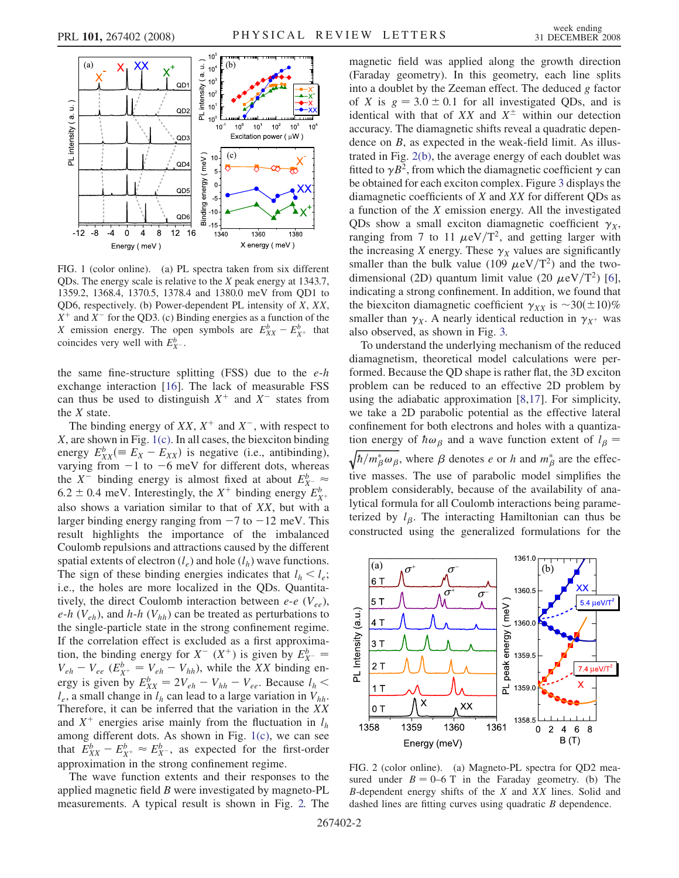FIG. 1 (color online). (a) PL spectra taken from six different QDs. The energy scale is relative to the $X$ peak energy at 1343.7, 1359.2, 1368.4, 1370.5, 1378.4 and 1380.0 meV from QD1 to QD6, respectively. (b) Power-dependent PL intensity of $X$, $XX$, $X^+$ and $X^-$ for the QD3. (c) Binding energies as a function of the $X$ emission energy. The open symbols are $E^b_{XX} - E^b_{X^+}$ that coincides very well with $E^b_{X^-}$.

the same fine-structure splitting (FSS) due to the $e$-$h$ exchange interaction [16]. The lack of measurable FSS can thus be used to distinguish $X^+$ and $X^-$ states from the $X$ state.

The binding energy of $XX$, $X^+$ and $X^-$, with respect to $X$, are shown in Fig. 1(c). In all cases, the biexciton binding energy $E^b_{XX}(\equiv E_X - E_{XX})$ is negative (i.e., antibinding), varying from $-1$ to $-6$ meV for different dots, whereas the $X^-$ binding energy is almost fixed at about $E^b_{X^-} \approx 6.2 \pm 0.4$ meV. Interestingly, the $X^+$ binding energy $E^b_{X^+}$ also shows a variation similar to that of $XX$, but with a larger binding energy ranging from $-7$ to $-12$ meV. This result highlights the importance of the imbalanced Coulomb repulsions and attractions caused by the different spatial extents of electron ($l_e$) and hole ($l_h$) wave functions. The sign of these binding energies indicates that $l_h < l_e$; i.e., the holes are more localized in the QDs. Quantitatively, the direct Coulomb interaction between $e$-$e$ ($V_{ee}$), $e$-$h$ ($V_{eh}$), and $h$-$h$ ($V_{hh}$) can be treated as perturbations to the single-particle state in the strong confinement regime. If the correlation effect is excluded as a first approximation, the binding energy for $X^-$ ($X^+$) is given by $E^b_{X^-} = V_{eh} - V_{ee}$ ($E^b_{X^+} = V_{eh} - V_{hh}$), while the $XX$ binding energy is given by $E^b_{XX} = 2V_{eh} - V_{hh} - V_{ee}$. Because $l_h < l_e$, a small change in $l_h$ can lead to a large variation in $V_{hh}$. Therefore, it can be inferred that the variation in the $XX$ and $X^+$ energies arise mainly from the fluctuation in $l_h$ among different dots. As shown in Fig. 1(c), we can see that $E^b_{XX} - E^b_{X^+} \approx E^b_{X^-}$, as expected for the first-order approximation in the strong confinement regime.

The wave function extents and their responses to the applied magnetic field $B$ were investigated by magneto-PL measurements. A typical result is shown in Fig. 2. The magnetic field was applied along the growth direction (Faraday geometry). In this geometry, each line splits into a doublet by the Zeeman effect. The deduced $g$ factor of $X$ is $g = 3.0 \pm 0.1$ for all investigated QDs, and is identical with that of $XX$ and $X^\pm$ within our detection accuracy. The diamagnetic shifts reveal a quadratic dependence on $B$, as expected in the weak-field limit. As illustrated in Fig. 2(b), the average energy of each doublet was fitted to $\gamma B^2$, from which the diamagnetic coefficient $\gamma$ can be obtained for each exciton complex. Figure 3 displays the diamagnetic coefficients of $X$ and $XX$ for different QDs as a function of the $X$ emission energy. All the investigated QDs show a small exciton diamagnetic coefficient $\gamma_X$, ranging from 7 to 11 $\mu$eV/T$^2$, and getting larger with the increasing $X$ energy. These $\gamma_X$ values are significantly smaller than the bulk value (109 $\mu$eV/T$^2$) and the two-dimensional (2D) quantum limit value (20 $\mu$eV/T$^2$) [6], indicating a strong confinement. In addition, we found that the biexciton diamagnetic coefficient $\gamma_{XX}$ is $\sim$30($\pm$10)% smaller than $\gamma_X$. A nearly identical reduction in $\gamma_{X^+}$ was also observed, as shown in Fig. 3.

To understand the underlying mechanism of the reduced diamagnetism, theoretical model calculations were performed. Because the QD shape is rather flat, the 3D exciton problem can be reduced to an effective 2D problem by using the adiabatic approximation [8,17]. For simplicity, we take a 2D parabolic potential as the effective lateral confinement for both electrons and holes with a quantization energy of $\hbar\omega_\beta$ and a wave function extent of $l_\beta = \sqrt{\hbar/m^*_\beta\omega_\beta}$, where $\beta$ denotes $e$ or $h$ and $m^*_\beta$ are the effective masses. The use of parabolic model simplifies the problem considerably, because of the availability of analytical formula for all Coulomb interactions being parameterized by $l_\beta$. The interacting Hamiltonian can thus be constructed using the generalized formulations for the

FIG. 2 (color online). (a) Magneto-PL spectra for QD2 measured under $B = 0$–6 T in the Faraday geometry. (b) The $B$-dependent energy shifts of the $X$ and $XX$ lines. Solid and dashed lines are fitting curves using quadratic $B$ dependence.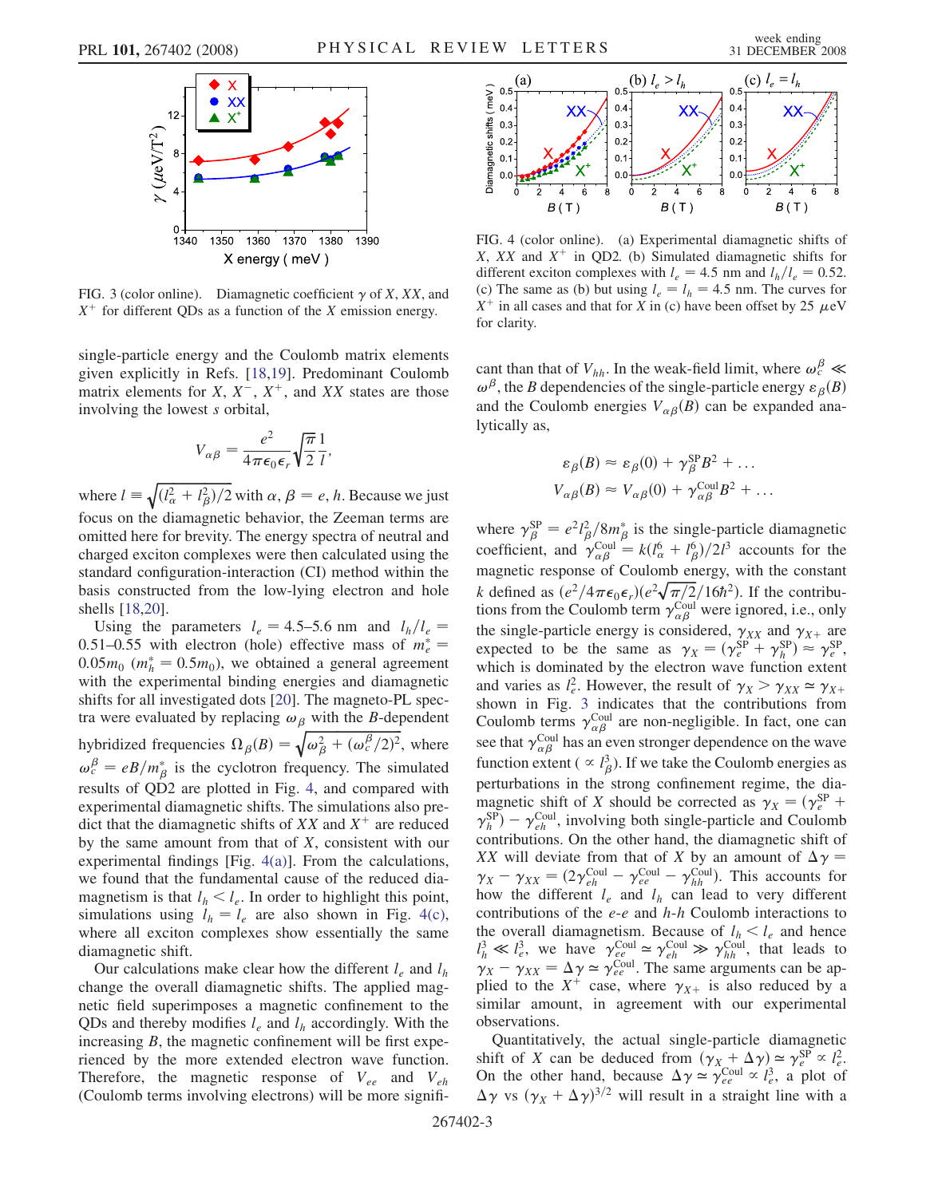FIG. 3 (color online). Diamagnetic coefficient $\gamma$ of $X$, $XX$, and $X^+$ for different QDs as a function of the $X$ emission energy.

FIG. 4 (color online). (a) Experimental diamagnetic shifts of $X$, $XX$ and $X^+$ in QD2. (b) Simulated diamagnetic shifts for different exciton complexes with $l_e = 4.5$ nm and $l_h/l_e = 0.52$. (c) The same as (b) but using $l_e = l_h = 4.5$ nm. The curves for $X^+$ in all cases and that for $X$ in (c) have been offset by 25 $\mu$eV for clarity.

single-particle energy and the Coulomb matrix elements given explicitly in Refs. [18,19]. Predominant Coulomb matrix elements for $X$, $X^-$, $X^+$, and $XX$ states are those involving the lowest $s$ orbital,

$$V_{\alpha\beta} = \frac{e^2}{4\pi\epsilon_0\epsilon_r}\sqrt{\frac{\pi}{2}}\frac{1}{l},$$

where $l \equiv \sqrt{(l_\alpha^2 + l_\beta^2)/2}$ with $\alpha, \beta = e, h$. Because we just focus on the diamagnetic behavior, the Zeeman terms are omitted here for brevity. The energy spectra of neutral and charged exciton complexes were then calculated using the standard configuration-interaction (CI) method within the basis constructed from the low-lying electron and hole shells [18,20].

Using the parameters $l_e = 4.5$–$5.6$ nm and $l_h/l_e = 0.51$–$0.55$ with electron (hole) effective mass of $m_e^* = 0.05m_0$ ($m_h^* = 0.5m_0$), we obtained a general agreement with the experimental binding energies and diamagnetic shifts for all investigated dots [20]. The magneto-PL spectra were evaluated by replacing $\omega_\beta$ with the $B$-dependent hybridized frequencies $\Omega_\beta(B) = \sqrt{\omega_\beta^2 + (\omega_c^\beta/2)^2}$, where $\omega_c^\beta = eB/m_\beta^*$ is the cyclotron frequency. The simulated results of QD2 are plotted in Fig. 4, and compared with experimental diamagnetic shifts. The simulations also predict that the diamagnetic shifts of $XX$ and $X^+$ are reduced by the same amount from that of $X$, consistent with our experimental findings [Fig. 4(a)]. From the calculations, we found that the fundamental cause of the reduced diamagnetism is that $l_h < l_e$. In order to highlight this point, simulations using $l_h = l_e$ are also shown in Fig. 4(c), where all exciton complexes show essentially the same diamagnetic shift.

Our calculations make clear how the different $l_e$ and $l_h$ change the overall diamagnetic shifts. The applied magnetic field superimposes a magnetic confinement to the QDs and thereby modifies $l_e$ and $l_h$ accordingly. With the increasing $B$, the magnetic confinement will be first experienced by the more extended electron wave function. Therefore, the magnetic response of $V_{ee}$ and $V_{eh}$ (Coulomb terms involving electrons) will be more significant than that of $V_{hh}$. In the weak-field limit, where $\omega_c^\beta \ll \omega^\beta$, the $B$ dependencies of the single-particle energy $\varepsilon_\beta(B)$ and the Coulomb energies $V_{\alpha\beta}(B)$ can be expanded analytically as,

$$\varepsilon_\beta(B) \approx \varepsilon_\beta(0) + \gamma_\beta^{\text{SP}} B^2 + \ldots$$
$$V_{\alpha\beta}(B) \approx V_{\alpha\beta}(0) + \gamma_{\alpha\beta}^{\text{Coul}} B^2 + \ldots$$

where $\gamma_\beta^{\text{SP}} = e^2 l_\beta^2 / 8m_\beta^*$ is the single-particle diamagnetic coefficient, and $\gamma_{\alpha\beta}^{\text{Coul}} = k(l_\alpha^6 + l_\beta^6)/2l^3$ accounts for the magnetic response of Coulomb energy, with the constant $k$ defined as $(e^2/4\pi\epsilon_0\epsilon_r)(e^2\sqrt{\pi/2}/16\hbar^2)$. If the contributions from the Coulomb term $\gamma_{\alpha\beta}^{\text{Coul}}$ were ignored, i.e., only the single-particle energy is considered, $\gamma_{XX}$ and $\gamma_{X^+}$ are expected to be the same as $\gamma_X = (\gamma_e^{\text{SP}} + \gamma_h^{\text{SP}}) \approx \gamma_e^{\text{SP}}$, which is dominated by the electron wave function extent and varies as $l_e^2$. However, the result of $\gamma_X > \gamma_{XX} \simeq \gamma_{X^+}$ shown in Fig. 3 indicates that the contributions from Coulomb terms $\gamma_{\alpha\beta}^{\text{Coul}}$ are non-negligible. In fact, one can see that $\gamma_{\alpha\beta}^{\text{Coul}}$ has an even stronger dependence on the wave function extent ($\propto l_\beta^3$). If we take the Coulomb energies as perturbations in the strong confinement regime, the diamagnetic shift of $X$ should be corrected as $\gamma_X = (\gamma_e^{\text{SP}} + \gamma_h^{\text{SP}}) - \gamma_{eh}^{\text{Coul}}$, involving both single-particle and Coulomb contributions. On the other hand, the diamagnetic shift of $XX$ will deviate from that of $X$ by an amount of $\Delta\gamma = \gamma_X - \gamma_{XX} = (2\gamma_{eh}^{\text{Coul}} - \gamma_{ee}^{\text{Coul}} - \gamma_{hh}^{\text{Coul}})$. This accounts for how the different $l_e$ and $l_h$ can lead to very different contributions of the $e$-$e$ and $h$-$h$ Coulomb interactions to the overall diamagnetism. Because of $l_h < l_e$ and hence $l_h^3 \ll l_e^3$, we have $\gamma_{ee}^{\text{Coul}} \simeq \gamma_{eh}^{\text{Coul}} \gg \gamma_{hh}^{\text{Coul}}$, that leads to $\gamma_X - \gamma_{XX} = \Delta\gamma \simeq \gamma_{ee}^{\text{Coul}}$. The same arguments can be applied to the $X^+$ case, where $\gamma_{X^+}$ is also reduced by a similar amount, in agreement with our experimental observations.

Quantitatively, the actual single-particle diamagnetic shift of $X$ can be deduced from $(\gamma_X + \Delta\gamma) \simeq \gamma_e^{\text{SP}} \propto l_e^2$. On the other hand, because $\Delta\gamma \simeq \gamma_{ee}^{\text{Coul}} \propto l_e^3$, a plot of $\Delta\gamma$ vs $(\gamma_X + \Delta\gamma)^{3/2}$ will result in a straight line with a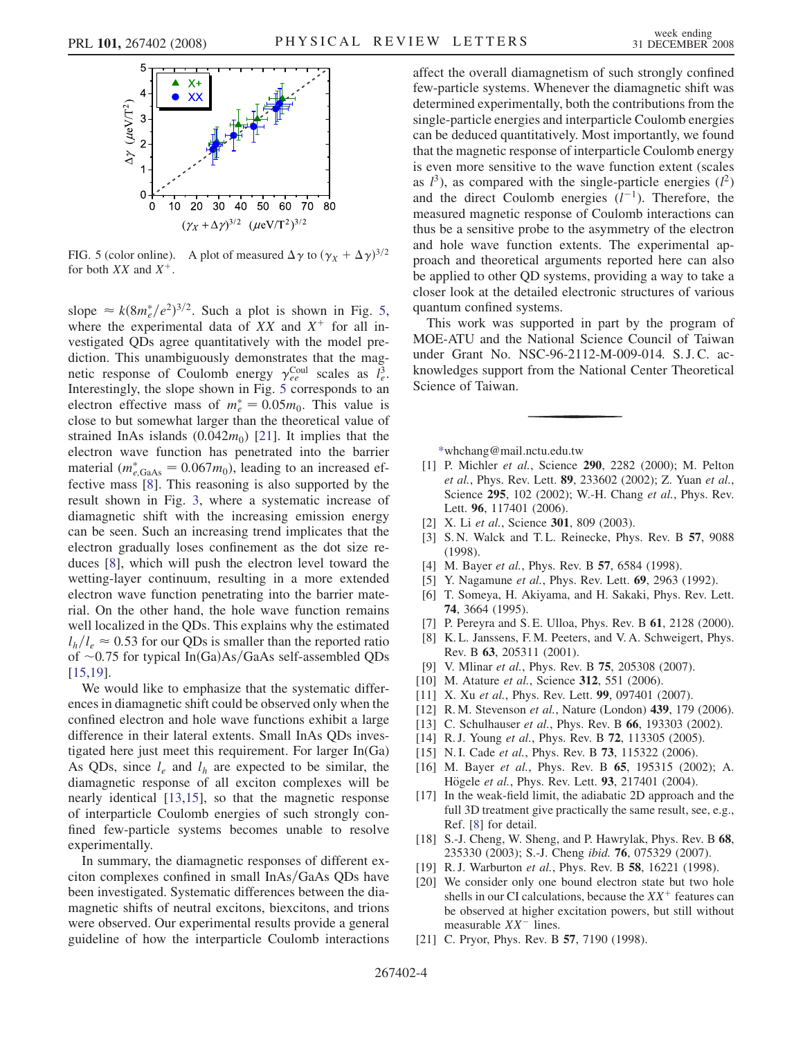5

4

3

2

1

0

X+

XX

$\Delta\gamma$ ($\mu$eV/T$^2$)

0 10 20 30 40 50 60 70 80

$(\gamma_X + \Delta\gamma)^{3/2}$ ($\mu$eV/T$^2$)$^{3/2}$

FIG. 5 (color online). A plot of measured $\Delta\gamma$ to $(\gamma_X + \Delta\gamma)^{3/2}$ for both $XX$ and $X^+$.

slope $\approx k(8m_e^*/e^2)^{3/2}$. Such a plot is shown in Fig. 5, where the experimental data of $XX$ and $X^+$ for all investigated QDs agree quantitatively with the model prediction. This unambiguously demonstrates that the magnetic response of Coulomb energy $\gamma_{ee}^{\rm Coul}$ scales as $l_e^3$. Interestingly, the slope shown in Fig. 5 corresponds to an electron effective mass of $m_e^* = 0.05m_0$. This value is close to but somewhat larger than the theoretical value of strained InAs islands ($0.042m_0$) [21]. It implies that the electron wave function has penetrated into the barrier material ($m_{e,{\rm GaAs}}^* = 0.067m_0$), leading to an increased effective mass [8]. This reasoning is also supported by the result shown in Fig. 3, where a systematic increase of diamagnetic shift with the increasing emission energy can be seen. Such an increasing trend implicates that the electron gradually loses confinement as the dot size reduces [8], which will push the electron level toward the wetting-layer continuum, resulting in a more extended electron wave function penetrating into the barrier material. On the other hand, the hole wave function remains well localized in the QDs. This explains why the estimated $l_h/l_e \approx 0.53$ for our QDs is smaller than the reported ratio of $\sim$0.75 for typical In(Ga)As/GaAs self-assembled QDs [15,19].

We would like to emphasize that the systematic differences in diamagnetic shift could be observed only when the confined electron and hole wave functions exhibit a large difference in their lateral extents. Small InAs QDs investigated here just meet this requirement. For larger In(Ga)As QDs, since $l_e$ and $l_h$ are expected to be similar, the diamagnetic response of all exciton complexes will be nearly identical [13,15], so that the magnetic response of interparticle Coulomb energies of such strongly confined few-particle systems becomes unable to resolve experimentally.

In summary, the diamagnetic responses of different exciton complexes confined in small InAs/GaAs QDs have been investigated. Systematic differences between the diamagnetic shifts of neutral excitons, biexcitons, and trions were observed. Our experimental results provide a general guideline of how the interparticle Coulomb interactions affect the overall diamagnetism of such strongly confined few-particle systems. Whenever the diamagnetic shift was determined experimentally, both the contributions from the single-particle energies and interparticle Coulomb energies can be deduced quantitatively. Most importantly, we found that the magnetic response of interparticle Coulomb energy is even more sensitive to the wave function extent (scales as $l^3$), as compared with the single-particle energies ($l^2$) and the direct Coulomb energies ($l^{-1}$). Therefore, the measured magnetic response of Coulomb interactions can thus be a sensitive probe to the asymmetry of the electron and hole wave function extents. The experimental approach and theoretical arguments reported here can also be applied to other QD systems, providing a way to take a closer look at the detailed electronic structures of various quantum confined systems.

This work was supported in part by the program of MOE-ATU and the National Science Council of Taiwan under Grant No. NSC-96-2112-M-009-014. S. J. C. acknowledges support from the National Center Theoretical Science of Taiwan.

---

*whchang@mail.nctu.edu.tw

[1] P. Michler *et al.*, Science **290**, 2282 (2000); M. Pelton *et al.*, Phys. Rev. Lett. **89**, 233602 (2002); Z. Yuan *et al.*, Science **295**, 102 (2002); W.-H. Chang *et al.*, Phys. Rev. Lett. **96**, 117401 (2006).
[2] X. Li *et al.*, Science **301**, 809 (2003).
[3] S. N. Walck and T. L. Reinecke, Phys. Rev. B **57**, 9088 (1998).
[4] M. Bayer *et al.*, Phys. Rev. B **57**, 6584 (1998).
[5] Y. Nagamune *et al.*, Phys. Rev. Lett. **69**, 2963 (1992).
[6] T. Someya, H. Akiyama, and H. Sakaki, Phys. Rev. Lett. **74**, 3664 (1995).
[7] P. Pereyra and S. E. Ulloa, Phys. Rev. B **61**, 2128 (2000).
[8] K. L. Janssens, F. M. Peeters, and V. A. Schweigert, Phys. Rev. B **63**, 205311 (2001).
[9] V. Mlinar *et al.*, Phys. Rev. B **75**, 205308 (2007).
[10] M. Atature *et al.*, Science **312**, 551 (2006).
[11] X. Xu *et al.*, Phys. Rev. Lett. **99**, 097401 (2007).
[12] R. M. Stevenson *et al.*, Nature (London) **439**, 179 (2006).
[13] C. Schulhauser *et al.*, Phys. Rev. B **66**, 193303 (2002).
[14] R. J. Young *et al.*, Phys. Rev. B **72**, 113305 (2005).
[15] N. I. Cade *et al.*, Phys. Rev. B **73**, 115322 (2006).
[16] M. Bayer *et al.*, Phys. Rev. B **65**, 195315 (2002); A. Högele *et al.*, Phys. Rev. Lett. **93**, 217401 (2004).
[17] In the weak-field limit, the adiabatic 2D approach and the full 3D treatment give practically the same result, see, e.g., Ref. [8] for detail.
[18] S.-J. Cheng, W. Sheng, and P. Hawrylak, Phys. Rev. B **68**, 235330 (2003); S.-J. Cheng *ibid.* **76**, 075329 (2007).
[19] R. J. Warburton *et al.*, Phys. Rev. B **58**, 16221 (1998).
[20] We consider only one bound electron state but two hole shells in our CI calculations, because the $XX^+$ features can be observed at higher excitation powers, but still without measurable $XX^-$ lines.
[21] C. Pryor, Phys. Rev. B **57**, 7190 (1998).